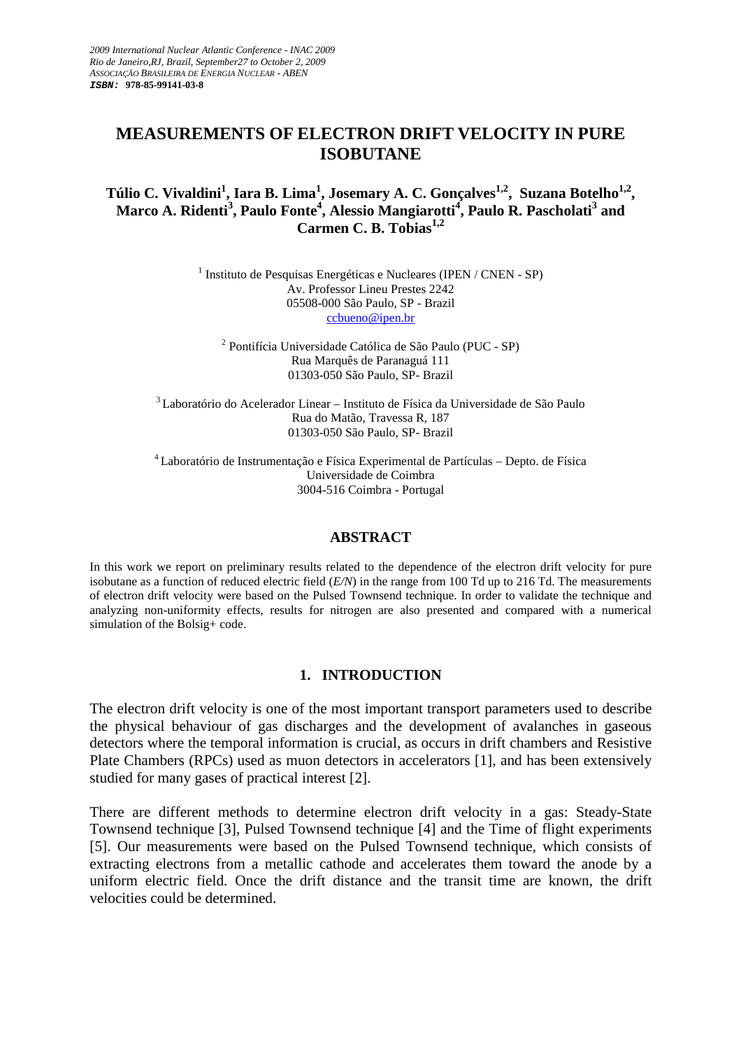2009 International Nuclear Atlantic Conference - INAC 2009
Rio de Janeiro,RJ, Brazil, September27 to October 2, 2009
ASSOCIAÇÃO BRASILEIRA DE ENERGIA NUCLEAR - ABEN
**ISBN: 978-85-99141-03-8**

# MEASUREMENTS OF ELECTRON DRIFT VELOCITY IN PURE ISOBUTANE

**Túlio C. Vivaldini[1], Iara B. Lima[1], Josemary A. C. Gonçalves[1,2], Suzana Botelho[1,2], Marco A. Ridenti[3], Paulo Fonte[4], Alessio Mangiarotti[4], Paulo R. Pascholati[3] and Carmen C. B. Tobias[1,2]**

[1] Instituto de Pesquisas Energéticas e Nucleares (IPEN / CNEN - SP)
Av. Professor Lineu Prestes 2242
05508-000 São Paulo, SP - Brazil
ccbueno@ipen.br

[2] Pontifícia Universidade Católica de São Paulo (PUC - SP)
Rua Marquês de Paranaguá 111
01303-050 São Paulo, SP- Brazil

[3] Laboratório do Acelerador Linear – Instituto de Física da Universidade de São Paulo
Rua do Matão, Travessa R, 187
01303-050 São Paulo, SP- Brazil

[4] Laboratório de Instrumentação e Física Experimental de Partículas – Depto. de Física
Universidade de Coimbra
3004-516 Coimbra - Portugal

## ABSTRACT

In this work we report on preliminary results related to the dependence of the electron drift velocity for pure isobutane as a function of reduced electric field (*E/N*) in the range from 100 Td up to 216 Td. The measurements of electron drift velocity were based on the Pulsed Townsend technique. In order to validate the technique and analyzing non-uniformity effects, results for nitrogen are also presented and compared with a numerical simulation of the Bolsig+ code.

## 1. INTRODUCTION

The electron drift velocity is one of the most important transport parameters used to describe the physical behaviour of gas discharges and the development of avalanches in gaseous detectors where the temporal information is crucial, as occurs in drift chambers and Resistive Plate Chambers (RPCs) used as muon detectors in accelerators [1], and has been extensively studied for many gases of practical interest [2].

There are different methods to determine electron drift velocity in a gas: Steady-State Townsend technique [3], Pulsed Townsend technique [4] and the Time of flight experiments [5]. Our measurements were based on the Pulsed Townsend technique, which consists of extracting electrons from a metallic cathode and accelerates them toward the anode by a uniform electric field. Once the drift distance and the transit time are known, the drift velocities could be determined.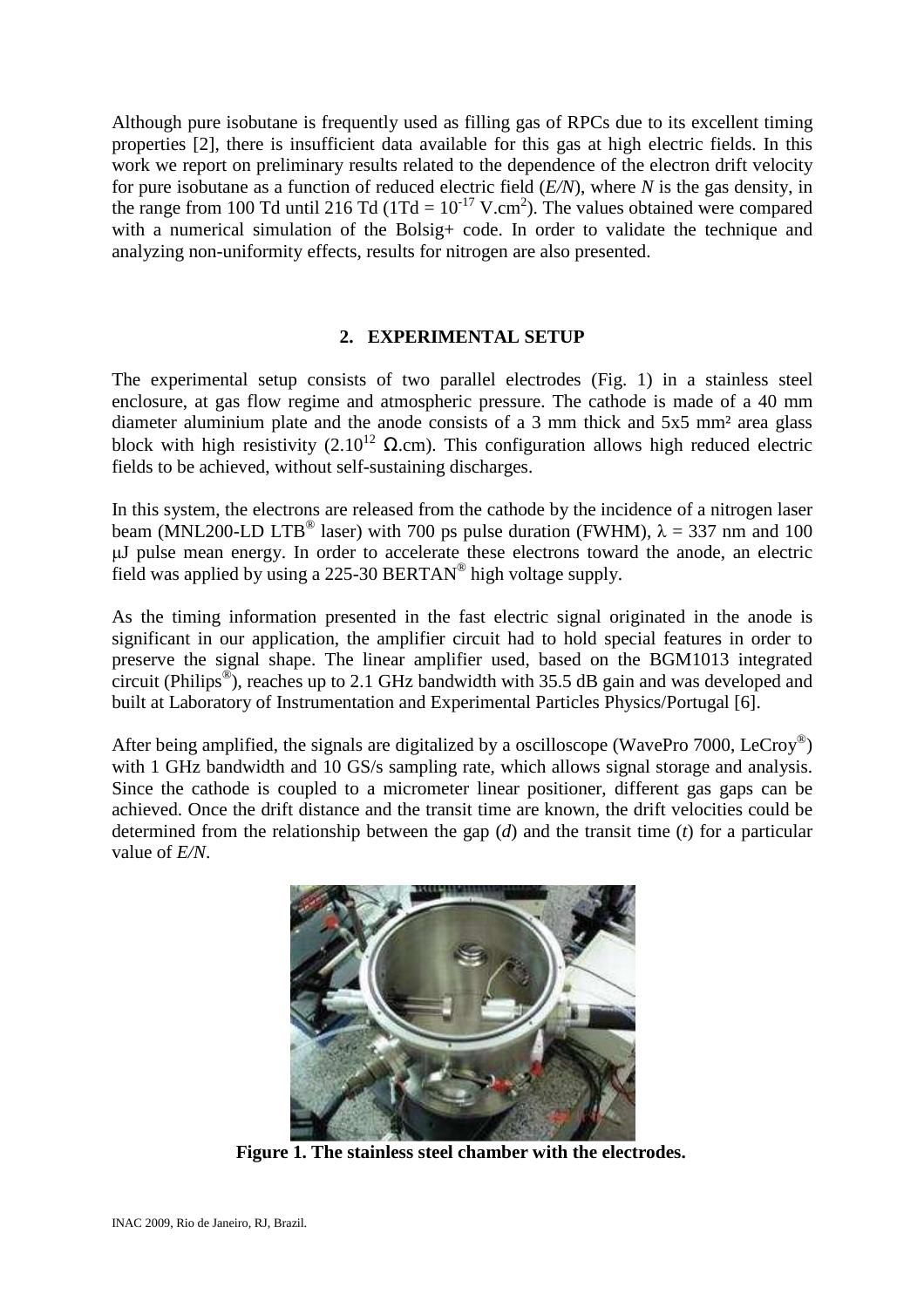Although pure isobutane is frequently used as filling gas of RPCs due to its excellent timing properties [2], there is insufficient data available for this gas at high electric fields. In this work we report on preliminary results related to the dependence of the electron drift velocity for pure isobutane as a function of reduced electric field (*E/N*), where *N* is the gas density, in the range from 100 Td until 216 Td ($1\text{Td} = 10^{-17}\ \text{V.cm}^2$). The values obtained were compared with a numerical simulation of the Bolsig+ code. In order to validate the technique and analyzing non-uniformity effects, results for nitrogen are also presented.

## 2. EXPERIMENTAL SETUP

The experimental setup consists of two parallel electrodes (Fig. 1) in a stainless steel enclosure, at gas flow regime and atmospheric pressure. The cathode is made of a 40 mm diameter aluminium plate and the anode consists of a 3 mm thick and 5x5 mm² area glass block with high resistivity ($2.10^{12}\ \Omega$.cm). This configuration allows high reduced electric fields to be achieved, without self-sustaining discharges.

In this system, the electrons are released from the cathode by the incidence of a nitrogen laser beam (MNL200-LD LTB® laser) with 700 ps pulse duration (FWHM), $\lambda = 337$ nm and 100 μJ pulse mean energy. In order to accelerate these electrons toward the anode, an electric field was applied by using a 225-30 BERTAN® high voltage supply.

As the timing information presented in the fast electric signal originated in the anode is significant in our application, the amplifier circuit had to hold special features in order to preserve the signal shape. The linear amplifier used, based on the BGM1013 integrated circuit (Philips®), reaches up to 2.1 GHz bandwidth with 35.5 dB gain and was developed and built at Laboratory of Instrumentation and Experimental Particles Physics/Portugal [6].

After being amplified, the signals are digitalized by a oscilloscope (WavePro 7000, LeCroy®) with 1 GHz bandwidth and 10 GS/s sampling rate, which allows signal storage and analysis. Since the cathode is coupled to a micrometer linear positioner, different gas gaps can be achieved. Once the drift distance and the transit time are known, the drift velocities could be determined from the relationship between the gap ($d$) and the transit time ($t$) for a particular value of *E/N*.

**Figure 1. The stainless steel chamber with the electrodes.**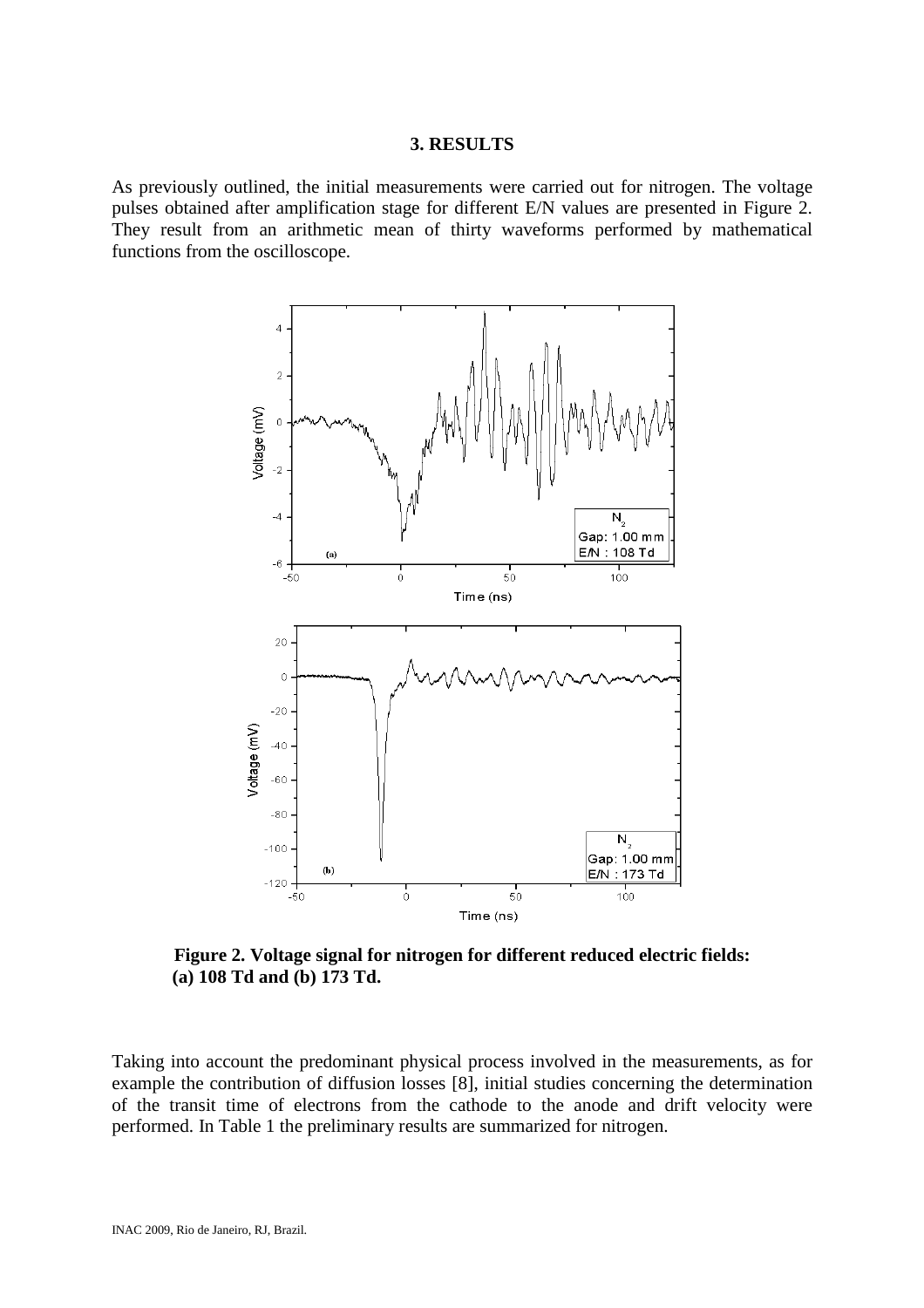### 3. RESULTS

As previously outlined, the initial measurements were carried out for nitrogen. The voltage pulses obtained after amplification stage for different E/N values are presented in Figure 2. They result from an arithmetic mean of thirty waveforms performed by mathematical functions from the oscilloscope.

**Figure 2. Voltage signal for nitrogen for different reduced electric fields: (a) 108 Td and (b) 173 Td.**

Taking into account the predominant physical process involved in the measurements, as for example the contribution of diffusion losses [8], initial studies concerning the determination of the transit time of electrons from the cathode to the anode and drift velocity were performed. In Table 1 the preliminary results are summarized for nitrogen.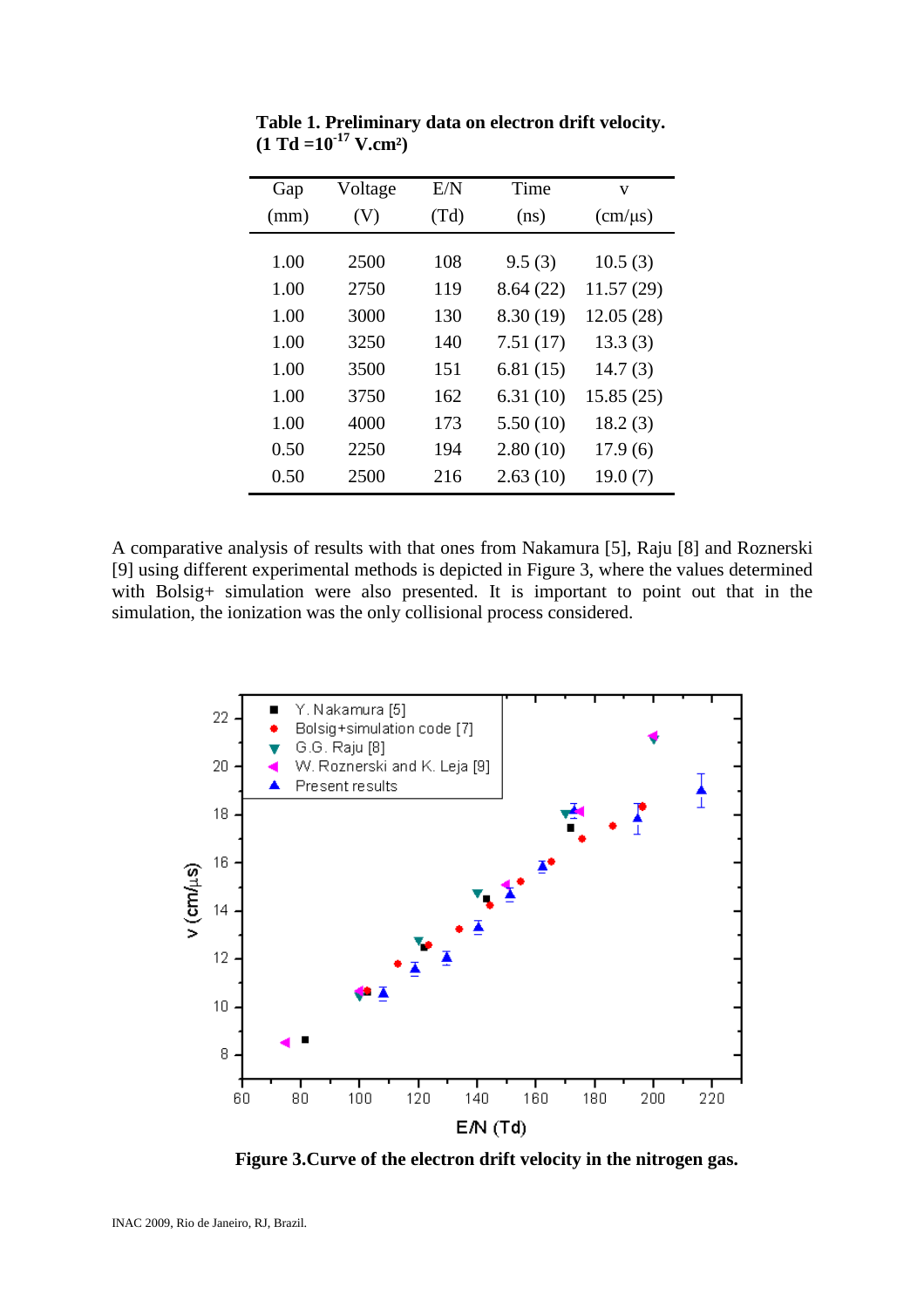**Table 1. Preliminary data on electron drift velocity.**
**(1 Td =10$^{-17}$ V.cm²)**

| Gap (mm) | Voltage (V) | E/N (Td) | Time (ns) | v (cm/μs) |
|---|---|---|---|---|
| 1.00 | 2500 | 108 | 9.5 (3) | 10.5 (3) |
| 1.00 | 2750 | 119 | 8.64 (22) | 11.57 (29) |
| 1.00 | 3000 | 130 | 8.30 (19) | 12.05 (28) |
| 1.00 | 3250 | 140 | 7.51 (17) | 13.3 (3) |
| 1.00 | 3500 | 151 | 6.81 (15) | 14.7 (3) |
| 1.00 | 3750 | 162 | 6.31 (10) | 15.85 (25) |
| 1.00 | 4000 | 173 | 5.50 (10) | 18.2 (3) |
| 0.50 | 2250 | 194 | 2.80 (10) | 17.9 (6) |
| 0.50 | 2500 | 216 | 2.63 (10) | 19.0 (7) |

A comparative analysis of results with that ones from Nakamura [5], Raju [8] and Roznerski [9] using different experimental methods is depicted in Figure 3, where the values determined with Bolsig+ simulation were also presented. It is important to point out that in the simulation, the ionization was the only collisional process considered.

**Figure 3.Curve of the electron drift velocity in the nitrogen gas.**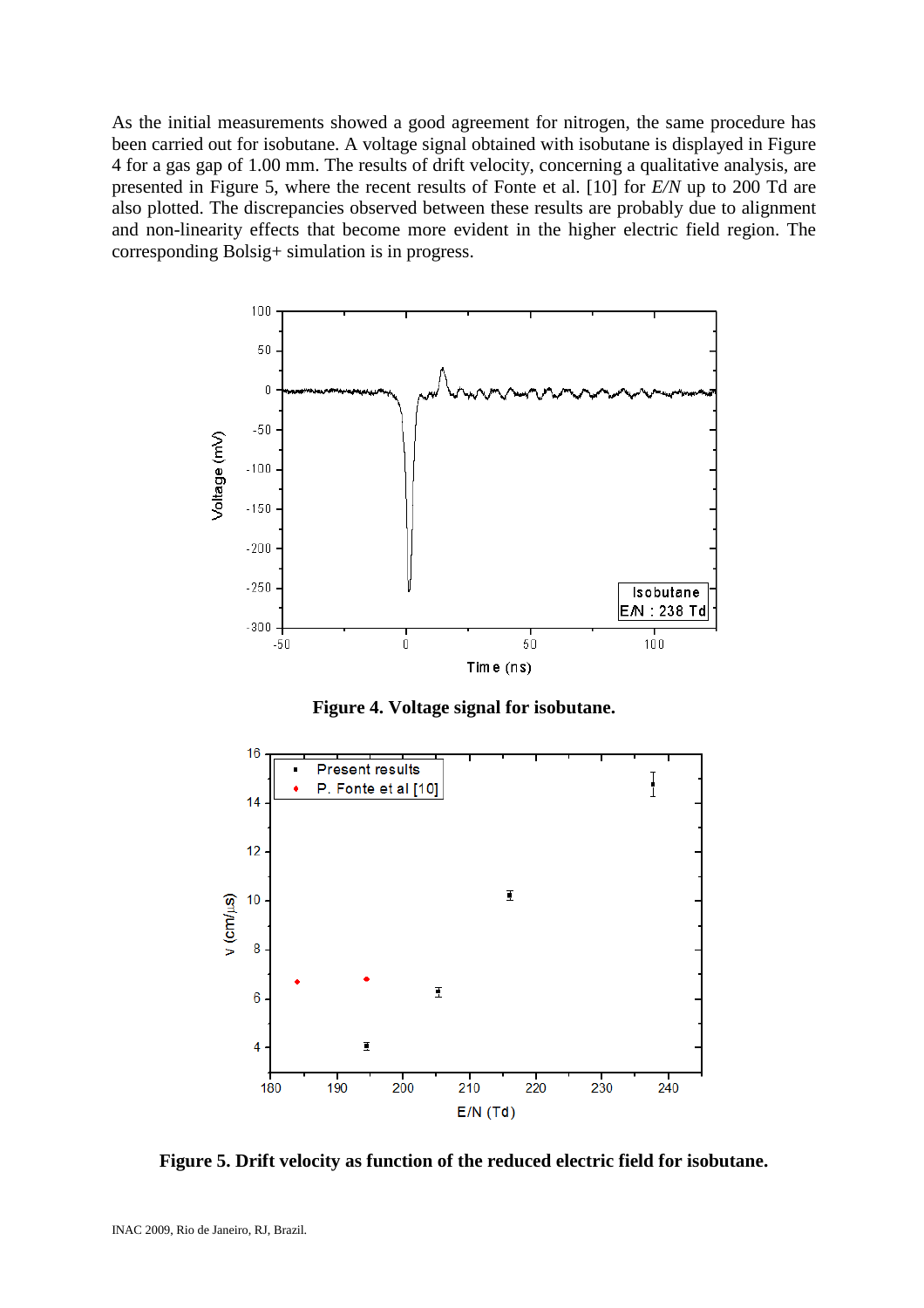As the initial measurements showed a good agreement for nitrogen, the same procedure has been carried out for isobutane. A voltage signal obtained with isobutane is displayed in Figure 4 for a gas gap of 1.00 mm. The results of drift velocity, concerning a qualitative analysis, are presented in Figure 5, where the recent results of Fonte et al. [10] for *E/N* up to 200 Td are also plotted. The discrepancies observed between these results are probably due to alignment and non-linearity effects that become more evident in the higher electric field region. The corresponding Bolsig+ simulation is in progress.

**Figure 4. Voltage signal for isobutane.**

**Figure 5. Drift velocity as function of the reduced electric field for isobutane.**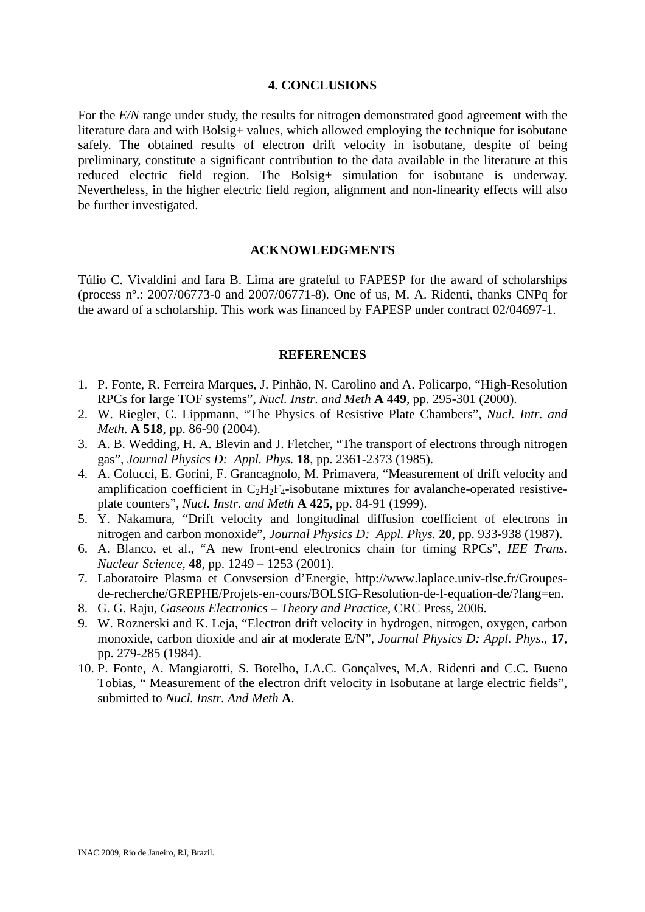## 4. CONCLUSIONS

For the *E/N* range under study, the results for nitrogen demonstrated good agreement with the literature data and with Bolsig+ values, which allowed employing the technique for isobutane safely. The obtained results of electron drift velocity in isobutane, despite of being preliminary, constitute a significant contribution to the data available in the literature at this reduced electric field region. The Bolsig+ simulation for isobutane is underway. Nevertheless, in the higher electric field region, alignment and non-linearity effects will also be further investigated.

## ACKNOWLEDGMENTS

Túlio C. Vivaldini and Iara B. Lima are grateful to FAPESP for the award of scholarships (process nº.: 2007/06773-0 and 2007/06771-8). One of us, M. A. Ridenti, thanks CNPq for the award of a scholarship. This work was financed by FAPESP under contract 02/04697-1.

## REFERENCES

1. P. Fonte, R. Ferreira Marques, J. Pinhão, N. Carolino and A. Policarpo, "High-Resolution RPCs for large TOF systems", *Nucl. Instr. and Meth* **A 449**, pp. 295-301 (2000).
2. W. Riegler, C. Lippmann, "The Physics of Resistive Plate Chambers", *Nucl. Intr. and Meth*. **A 518**, pp. 86-90 (2004).
3. A. B. Wedding, H. A. Blevin and J. Fletcher, "The transport of electrons through nitrogen gas", *Journal Physics D: Appl. Phys.* **18**, pp. 2361-2373 (1985).
4. A. Colucci, E. Gorini, F. Grancagnolo, M. Primavera, "Measurement of drift velocity and amplification coefficient in $C_2H_2F_4$-isobutane mixtures for avalanche-operated resistive-plate counters", *Nucl. Instr. and Meth* **A 425**, pp. 84-91 (1999).
5. Y. Nakamura, "Drift velocity and longitudinal diffusion coefficient of electrons in nitrogen and carbon monoxide", *Journal Physics D: Appl. Phys.* **20**, pp. 933-938 (1987).
6. A. Blanco, et al., "A new front-end electronics chain for timing RPCs", *IEE Trans. Nuclear Science*, **48**, pp. 1249 – 1253 (2001).
7. Laboratoire Plasma et Convsersion d'Energie, http://www.laplace.univ-tlse.fr/Groupes-de-recherche/GREPHE/Projets-en-cours/BOLSIG-Resolution-de-l-equation-de/?lang=en.
8. G. G. Raju, *Gaseous Electronics – Theory and Practice*, CRC Press, 2006.
9. W. Roznerski and K. Leja, "Electron drift velocity in hydrogen, nitrogen, oxygen, carbon monoxide, carbon dioxide and air at moderate E/N", *Journal Physics D: Appl. Phys*., **17**, pp. 279-285 (1984).
10. P. Fonte, A. Mangiarotti, S. Botelho, J.A.C. Gonçalves, M.A. Ridenti and C.C. Bueno Tobias, " Measurement of the electron drift velocity in Isobutane at large electric fields", submitted to *Nucl. Instr. And Meth* **A**.